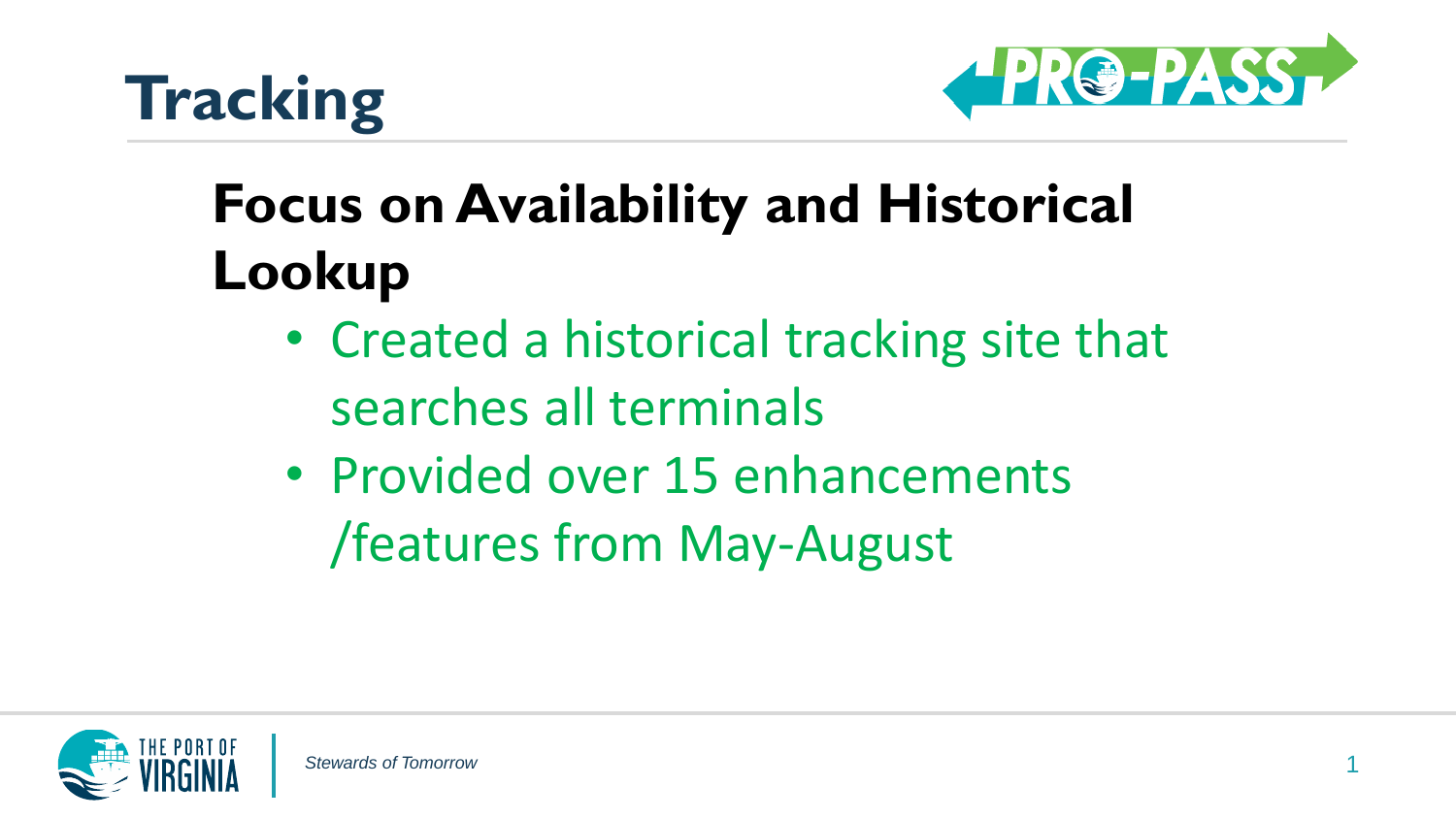# Tracking

## Focus on Availability and Historical Lookup

- Created a historical tracking site that searches all terminals
- Provided over 15 enhancements /features from May-August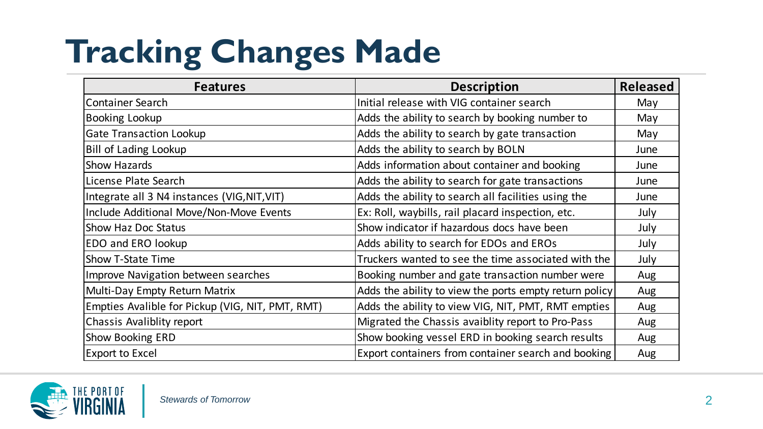# Tracking Changes Made

| Features | Description | Released |
| --- | --- | --- |
| Container Search | Initial release with VIG container search | May |
| Booking Lookup | Adds the ability to search by booking number to | May |
| Gate Transaction Lookup | Adds the ability to search by gate transaction | May |
| Bill of Lading Lookup | Adds the ability to search by BOLN | June |
| Show Hazards | Adds information about container and booking | June |
| License Plate Search | Adds the ability to search for gate transactions | June |
| Integrate all 3 N4 instances (VIG,NIT,VIT) | Adds the ability to search all facilities using the | June |
| Include Additional Move/Non-Move Events | Ex: Roll, waybills, rail placard inspection, etc. | July |
| Show Haz Doc Status | Show indicator if hazardous docs have been | July |
| EDO and ERO lookup | Adds ability to search for EDOs and EROs | July |
| Show T-State Time | Truckers wanted to see the time associated with the | July |
| Improve Navigation between searches | Booking number and gate transaction number were | Aug |
| Multi-Day Empty Return Matrix | Adds the ability to view the ports empty return policy | Aug |
| Empties Avalible for Pickup (VIG, NIT, PMT, RMT) | Adds the ability to view VIG, NIT, PMT, RMT empties | Aug |
| Chassis Avaliblity report | Migrated the Chassis avaiblity report to Pro-Pass | Aug |
| Show Booking ERD | Show booking vessel ERD in booking search results | Aug |
| Export to Excel | Export containers from container search and booking | Aug |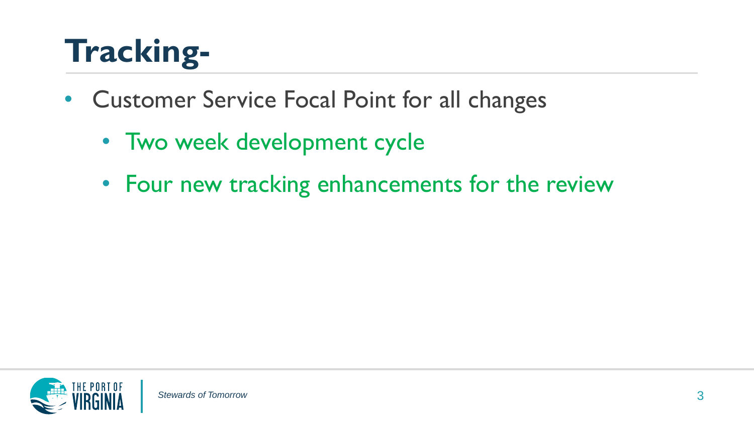# Tracking-

- Customer Service Focal Point for all changes
  - Two week development cycle
  - Four new tracking enhancements for the review